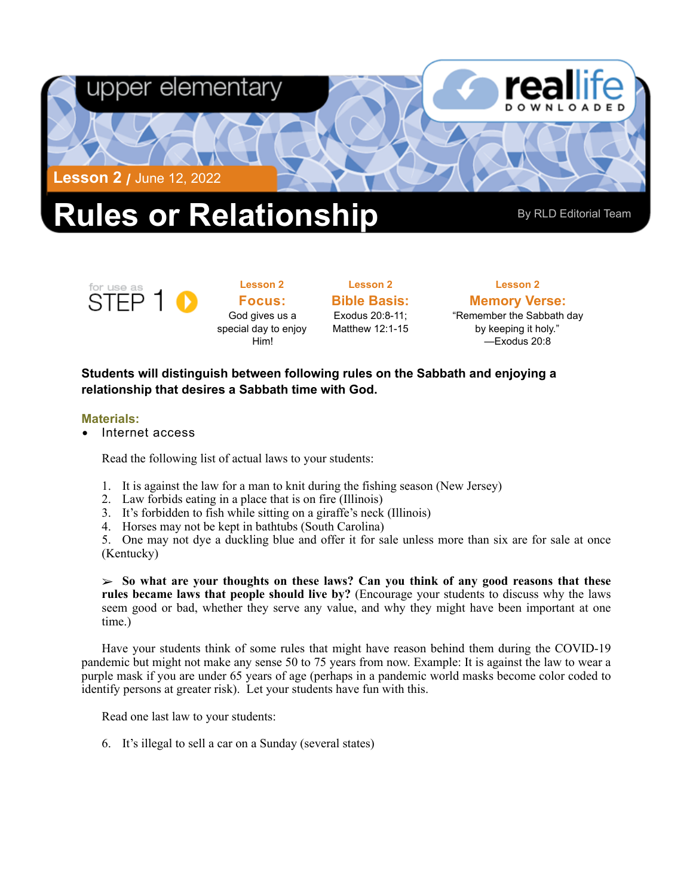upper elementary

reallife DOWNLOADED

**Lesson 2** / June 12, 2022

# Rules or Relationship

By RLD Editorial Team

for use as STEP 1

**Lesson 2**
**Focus:**
God gives us a special day to enjoy Him!

**Lesson 2**
**Bible Basis:**
Exodus 20:8-11; Matthew 12:1-15

**Lesson 2**
**Memory Verse:**
"Remember the Sabbath day by keeping it holy."
—Exodus 20:8

**Students will distinguish between following rules on the Sabbath and enjoying a relationship that desires a Sabbath time with God.**

**Materials:**

- Internet access

Read the following list of actual laws to your students:

1. It is against the law for a man to knit during the fishing season (New Jersey)
2. Law forbids eating in a place that is on fire (Illinois)
3. It's forbidden to fish while sitting on a giraffe's neck (Illinois)
4. Horses may not be kept in bathtubs (South Carolina)
5. One may not dye a duckling blue and offer it for sale unless more than six are for sale at once (Kentucky)

➢ **So what are your thoughts on these laws? Can you think of any good reasons that these rules became laws that people should live by?** (Encourage your students to discuss why the laws seem good or bad, whether they serve any value, and why they might have been important at one time.)

Have your students think of some rules that might have reason behind them during the COVID-19 pandemic but might not make any sense 50 to 75 years from now. Example: It is against the law to wear a purple mask if you are under 65 years of age (perhaps in a pandemic world masks become color coded to identify persons at greater risk). Let your students have fun with this.

Read one last law to your students:

6. It's illegal to sell a car on a Sunday (several states)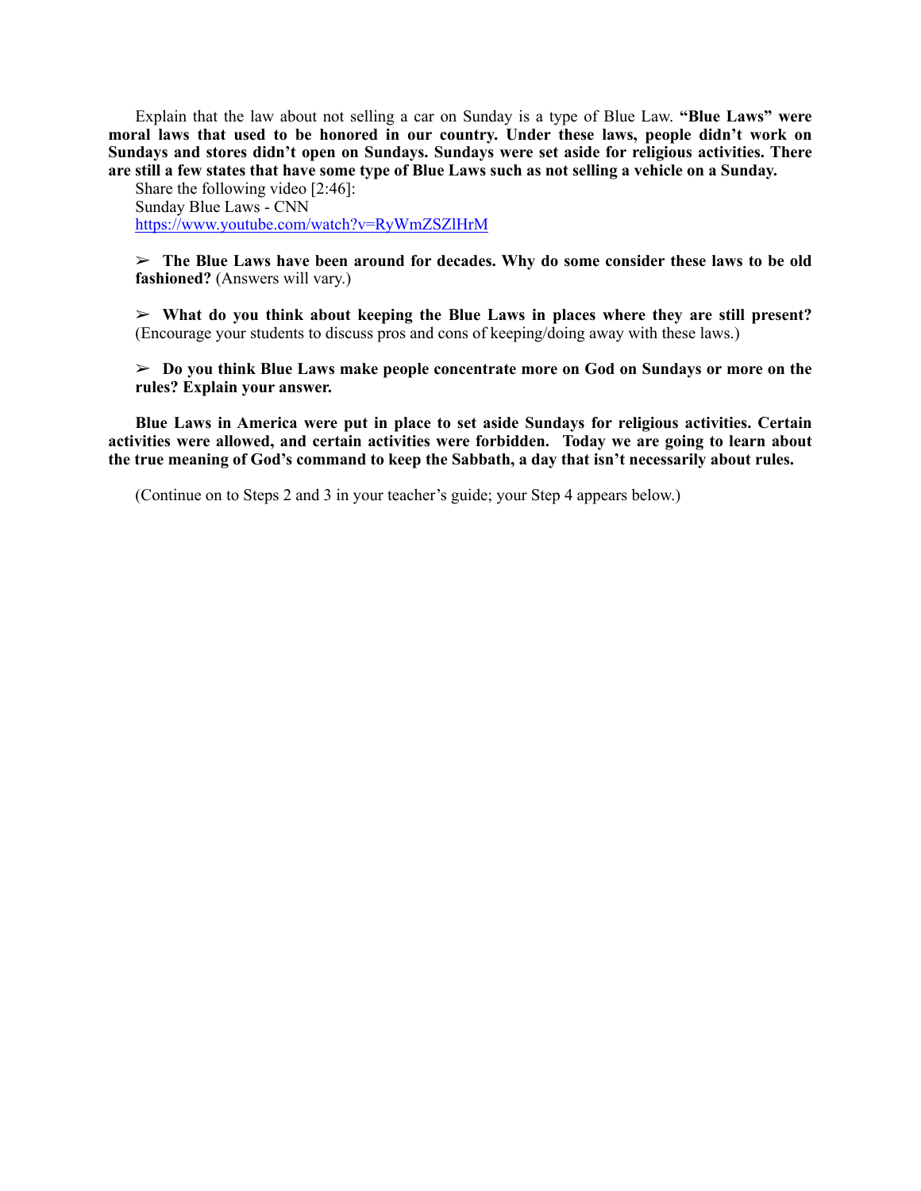Explain that the law about not selling a car on Sunday is a type of Blue Law. **"Blue Laws" were moral laws that used to be honored in our country. Under these laws, people didn't work on Sundays and stores didn't open on Sundays. Sundays were set aside for religious activities. There are still a few states that have some type of Blue Laws such as not selling a vehicle on a Sunday.**

Share the following video [2:46]:
Sunday Blue Laws - CNN
https://www.youtube.com/watch?v=RyWmZSZlHrM

➢ **The Blue Laws have been around for decades. Why do some consider these laws to be old fashioned?** (Answers will vary.)

➢ **What do you think about keeping the Blue Laws in places where they are still present?** (Encourage your students to discuss pros and cons of keeping/doing away with these laws.)

➢ **Do you think Blue Laws make people concentrate more on God on Sundays or more on the rules? Explain your answer.**

**Blue Laws in America were put in place to set aside Sundays for religious activities. Certain activities were allowed, and certain activities were forbidden. Today we are going to learn about the true meaning of God's command to keep the Sabbath, a day that isn't necessarily about rules.**

(Continue on to Steps 2 and 3 in your teacher's guide; your Step 4 appears below.)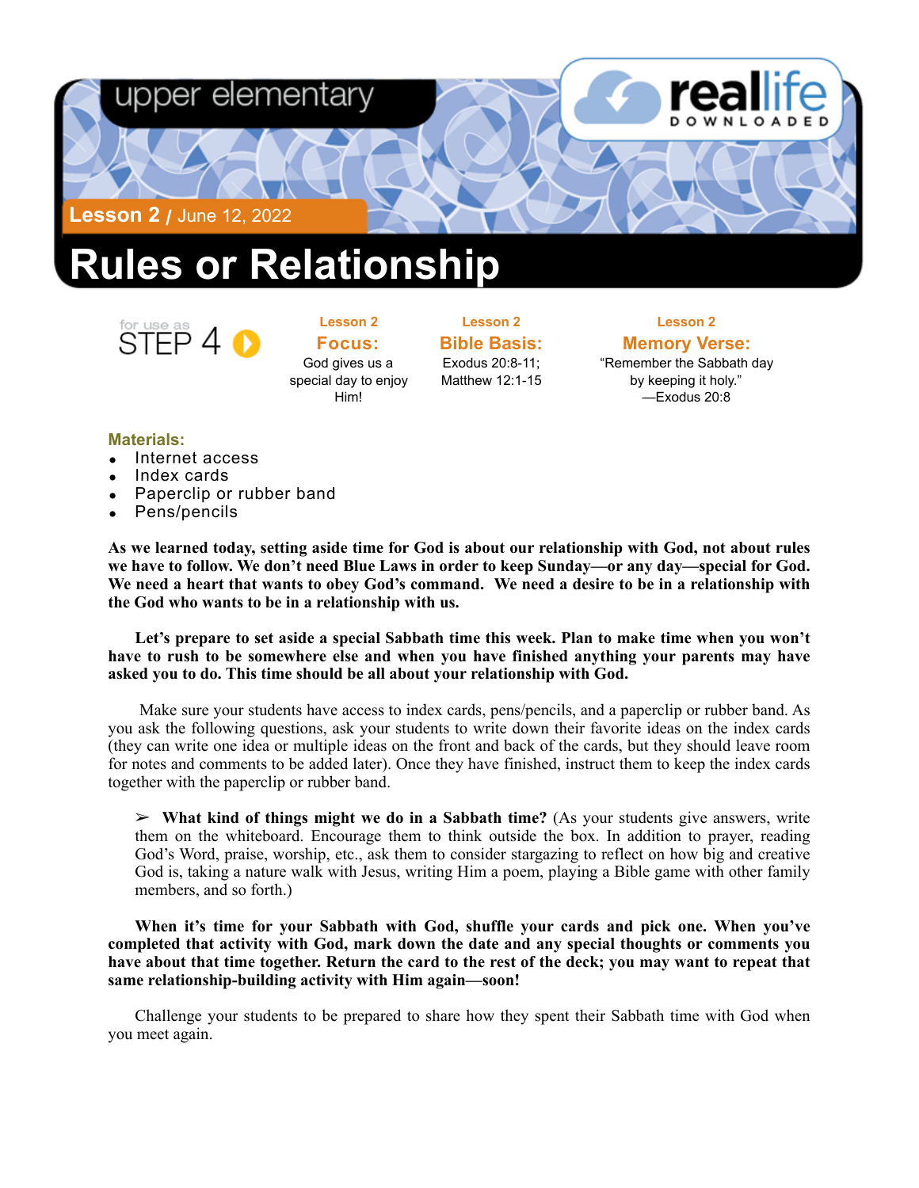upper elementary

reallife DOWNLOADED

**Lesson 2** / June 12, 2022

# Rules or Relationship

for use as STEP 4

**Lesson 2**
**Focus:**
God gives us a special day to enjoy Him!

**Lesson 2**
**Bible Basis:**
Exodus 20:8-11; Matthew 12:1-15

**Lesson 2**
**Memory Verse:**
"Remember the Sabbath day by keeping it holy."
—Exodus 20:8

**Materials:**

- Internet access
- Index cards
- Paperclip or rubber band
- Pens/pencils

**As we learned today, setting aside time for God is about our relationship with God, not about rules we have to follow. We don't need Blue Laws in order to keep Sunday—or any day—special for God. We need a heart that wants to obey God's command. We need a desire to be in a relationship with the God who wants to be in a relationship with us.**

**Let's prepare to set aside a special Sabbath time this week. Plan to make time when you won't have to rush to be somewhere else and when you have finished anything your parents may have asked you to do. This time should be all about your relationship with God.**

Make sure your students have access to index cards, pens/pencils, and a paperclip or rubber band. As you ask the following questions, ask your students to write down their favorite ideas on the index cards (they can write one idea or multiple ideas on the front and back of the cards, but they should leave room for notes and comments to be added later). Once they have finished, instruct them to keep the index cards together with the paperclip or rubber band.

➢ **What kind of things might we do in a Sabbath time?** (As your students give answers, write them on the whiteboard. Encourage them to think outside the box. In addition to prayer, reading God's Word, praise, worship, etc., ask them to consider stargazing to reflect on how big and creative God is, taking a nature walk with Jesus, writing Him a poem, playing a Bible game with other family members, and so forth.)

**When it's time for your Sabbath with God, shuffle your cards and pick one. When you've completed that activity with God, mark down the date and any special thoughts or comments you have about that time together. Return the card to the rest of the deck; you may want to repeat that same relationship-building activity with Him again—soon!**

Challenge your students to be prepared to share how they spent their Sabbath time with God when you meet again.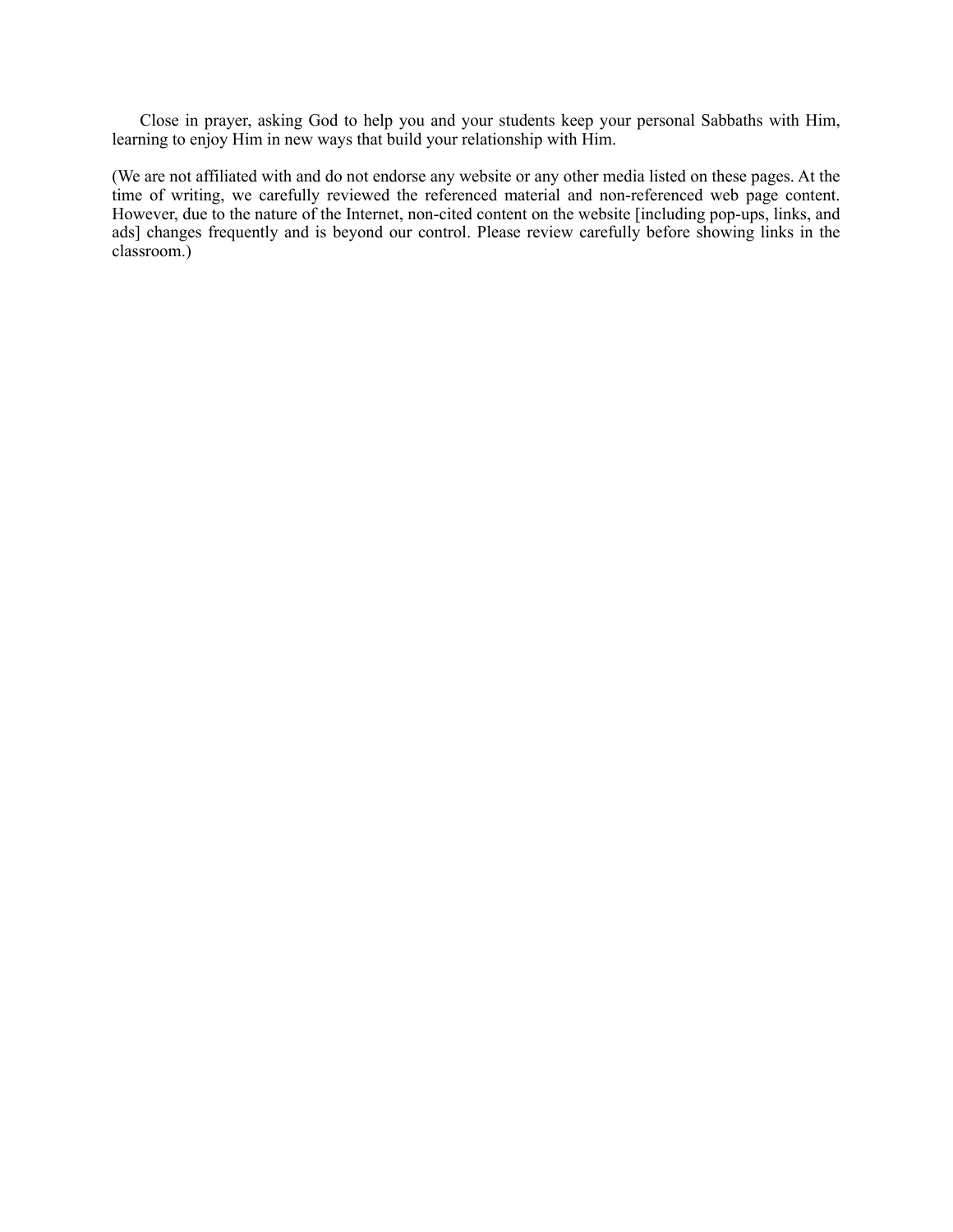Close in prayer, asking God to help you and your students keep your personal Sabbaths with Him, learning to enjoy Him in new ways that build your relationship with Him.

(We are not affiliated with and do not endorse any website or any other media listed on these pages. At the time of writing, we carefully reviewed the referenced material and non-referenced web page content. However, due to the nature of the Internet, non-cited content on the website [including pop-ups, links, and ads] changes frequently and is beyond our control. Please review carefully before showing links in the classroom.)